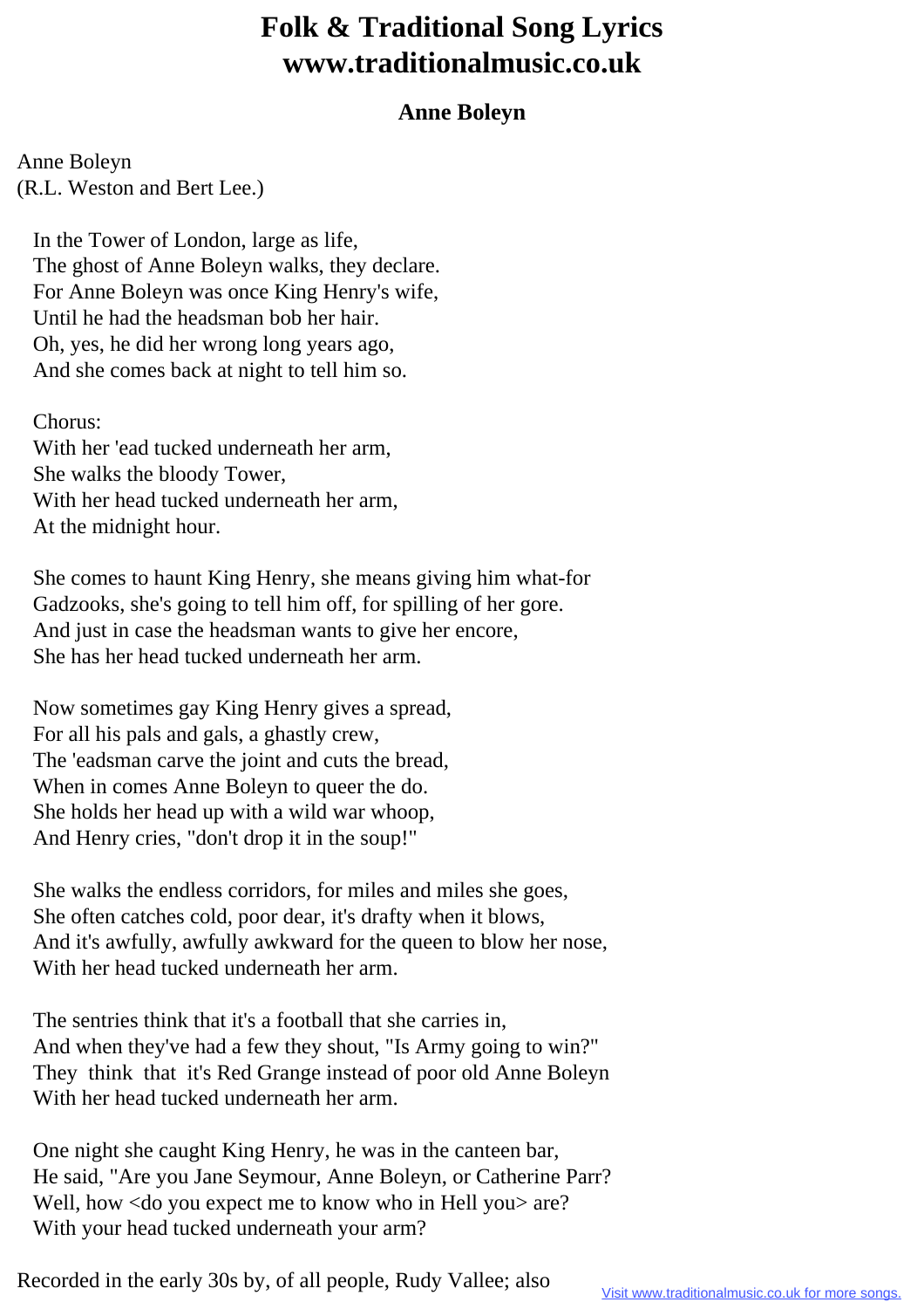# Folk & Traditional Song Lyrics
# www.traditionalmusic.co.uk

## Anne Boleyn

Anne Boleyn
(R.L. Weston and Bert Lee.)

In the Tower of London, large as life,
The ghost of Anne Boleyn walks, they declare.
For Anne Boleyn was once King Henry's wife,
Until he had the headsman bob her hair.
Oh, yes, he did her wrong long years ago,
And she comes back at night to tell him so.

Chorus:
With her 'ead tucked underneath her arm,
She walks the bloody Tower,
With her head tucked underneath her arm,
At the midnight hour.

She comes to haunt King Henry, she means giving him what-for
Gadzooks, she's going to tell him off, for spilling of her gore.
And just in case the headsman wants to give her encore,
She has her head tucked underneath her arm.

Now sometimes gay King Henry gives a spread,
For all his pals and gals, a ghastly crew,
The 'eadsman carve the joint and cuts the bread,
When in comes Anne Boleyn to queer the do.
She holds her head up with a wild war whoop,
And Henry cries, "don't drop it in the soup!"

She walks the endless corridors, for miles and miles she goes,
She often catches cold, poor dear, it's drafty when it blows,
And it's awfully, awfully awkward for the queen to blow her nose,
With her head tucked underneath her arm.

The sentries think that it's a football that she carries in,
And when they've had a few they shout, "Is Army going to win?"
They think that it's Red Grange instead of poor old Anne Boleyn
With her head tucked underneath her arm.

One night she caught King Henry, he was in the canteen bar,
He said, "Are you Jane Seymour, Anne Boleyn, or Catherine Parr?
Well, how <do you expect me to know who in Hell you> are?
With your head tucked underneath your arm?

Recorded in the early 30s by, of all people, Rudy Vallee; also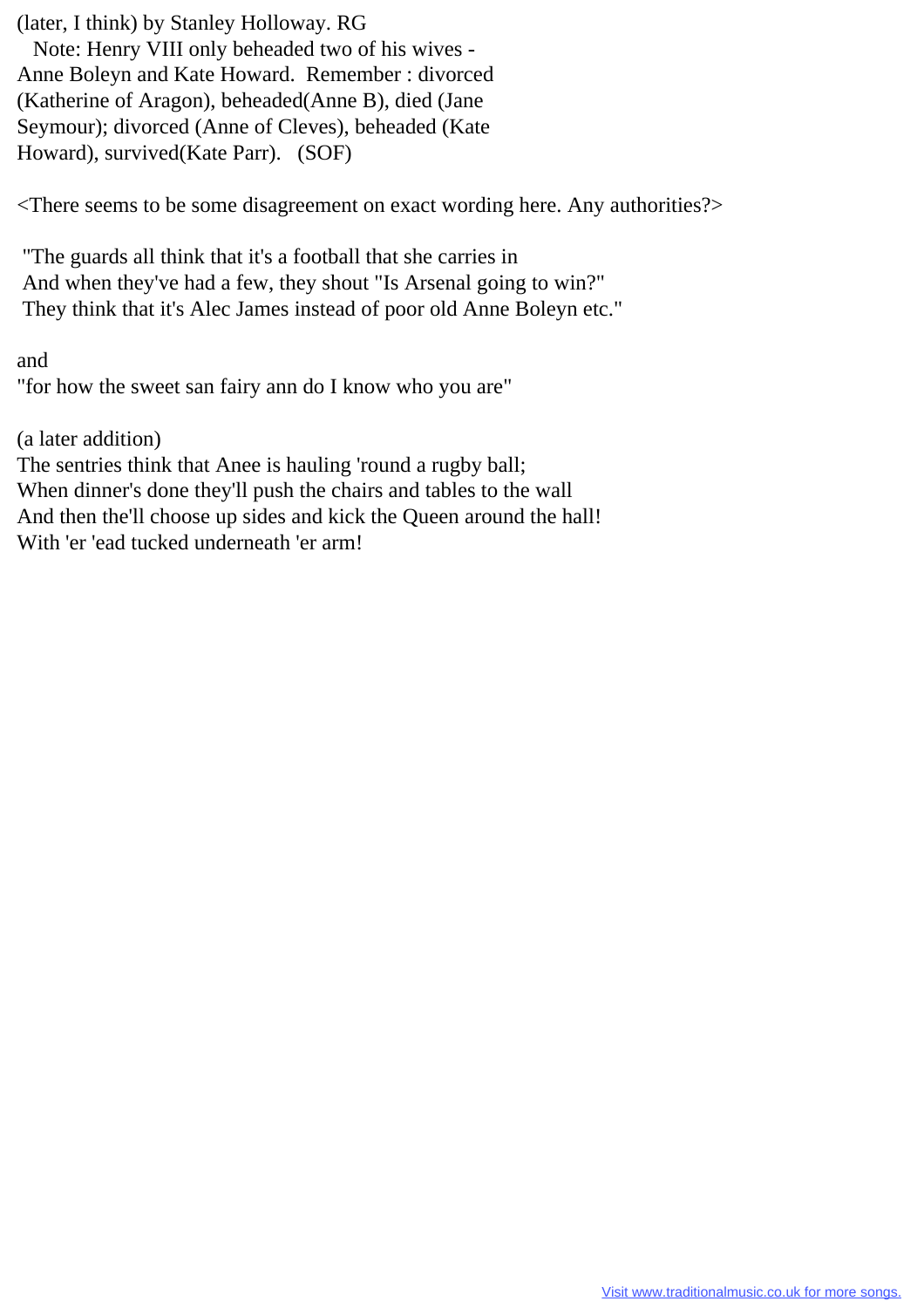(later, I think) by Stanley Holloway. RG
  Note: Henry VIII only beheaded two of his wives - Anne Boleyn and Kate Howard.  Remember : divorced (Katherine of Aragon), beheaded(Anne B), died (Jane Seymour); divorced (Anne of Cleves), beheaded (Kate Howard), survived(Kate Parr).   (SOF)

<There seems to be some disagreement on exact wording here. Any authorities?>

"The guards all think that it's a football that she carries in
And when they've had a few, they shout "Is Arsenal going to win?"
They think that it's Alec James instead of poor old Anne Boleyn etc."

and
"for how the sweet san fairy ann do I know who you are"

(a later addition)
The sentries think that Anee is hauling 'round a rugby ball;
When dinner's done they'll push the chairs and tables to the wall
And then the'll choose up sides and kick the Queen around the hall!
With 'er 'ead tucked underneath 'er arm!